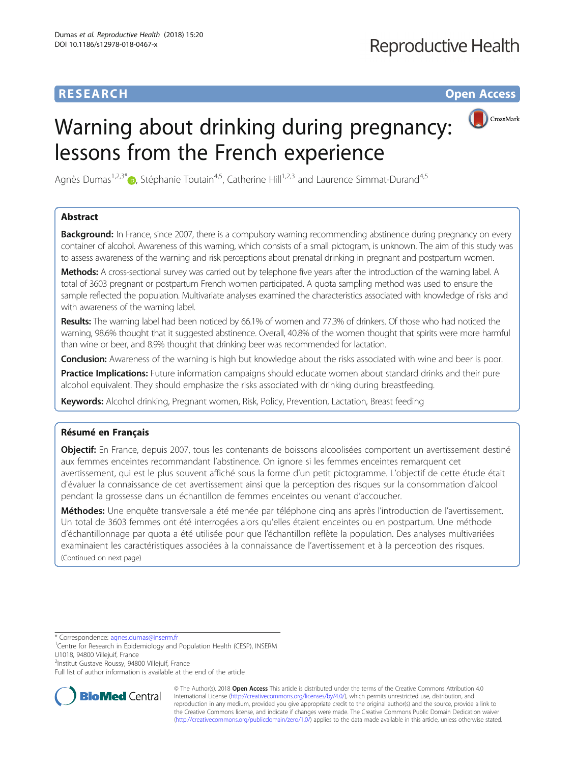RESEARCH Open Access

# Warning about drinking during pregnancy: lessons from the French experience

Agnès Dumas[1,2,3*], Stéphanie Toutain[4,5], Catherine Hill[1,2,3] and Laurence Simmat-Durand[4,5]

## Abstract

**Background:** In France, since 2007, there is a compulsory warning recommending abstinence during pregnancy on every container of alcohol. Awareness of this warning, which consists of a small pictogram, is unknown. The aim of this study was to assess awareness of the warning and risk perceptions about prenatal drinking in pregnant and postpartum women.

**Methods:** A cross-sectional survey was carried out by telephone five years after the introduction of the warning label. A total of 3603 pregnant or postpartum French women participated. A quota sampling method was used to ensure the sample reflected the population. Multivariate analyses examined the characteristics associated with knowledge of risks and with awareness of the warning label.

**Results:** The warning label had been noticed by 66.1% of women and 77.3% of drinkers. Of those who had noticed the warning, 98.6% thought that it suggested abstinence. Overall, 40.8% of the women thought that spirits were more harmful than wine or beer, and 8.9% thought that drinking beer was recommended for lactation.

**Conclusion:** Awareness of the warning is high but knowledge about the risks associated with wine and beer is poor.

**Practice Implications:** Future information campaigns should educate women about standard drinks and their pure alcohol equivalent. They should emphasize the risks associated with drinking during breastfeeding.

**Keywords:** Alcohol drinking, Pregnant women, Risk, Policy, Prevention, Lactation, Breast feeding

## Résumé en Français

**Objectif:** En France, depuis 2007, tous les contenants de boissons alcoolisées comportent un avertissement destiné aux femmes enceintes recommandant l'abstinence. On ignore si les femmes enceintes remarquent cet avertissement, qui est le plus souvent affiché sous la forme d'un petit pictogramme. L'objectif de cette étude était d'évaluer la connaissance de cet avertissement ainsi que la perception des risques sur la consommation d'alcool pendant la grossesse dans un échantillon de femmes enceintes ou venant d'accoucher.

**Méthodes:** Une enquête transversale a été menée par téléphone cinq ans après l'introduction de l'avertissement. Un total de 3603 femmes ont été interrogées alors qu'elles étaient enceintes ou en postpartum. Une méthode d'échantillonnage par quota a été utilisée pour que l'échantillon reflète la population. Des analyses multivariées examinaient les caractéristiques associées à la connaissance de l'avertissement et à la perception des risques.

(Continued on next page)

---

* Correspondence: agnes.dumas@inserm.fr

[1] Centre for Research in Epidemiology and Population Health (CESP), INSERM U1018, 94800 Villejuif, France

[2] Institut Gustave Roussy, 94800 Villejuif, France

Full list of author information is available at the end of the article

© The Author(s). 2018 **Open Access** This article is distributed under the terms of the Creative Commons Attribution 4.0 International License (http://creativecommons.org/licenses/by/4.0/), which permits unrestricted use, distribution, and reproduction in any medium, provided you give appropriate credit to the original author(s) and the source, provide a link to the Creative Commons license, and indicate if changes were made. The Creative Commons Public Domain Dedication waiver (http://creativecommons.org/publicdomain/zero/1.0/) applies to the data made available in this article, unless otherwise stated.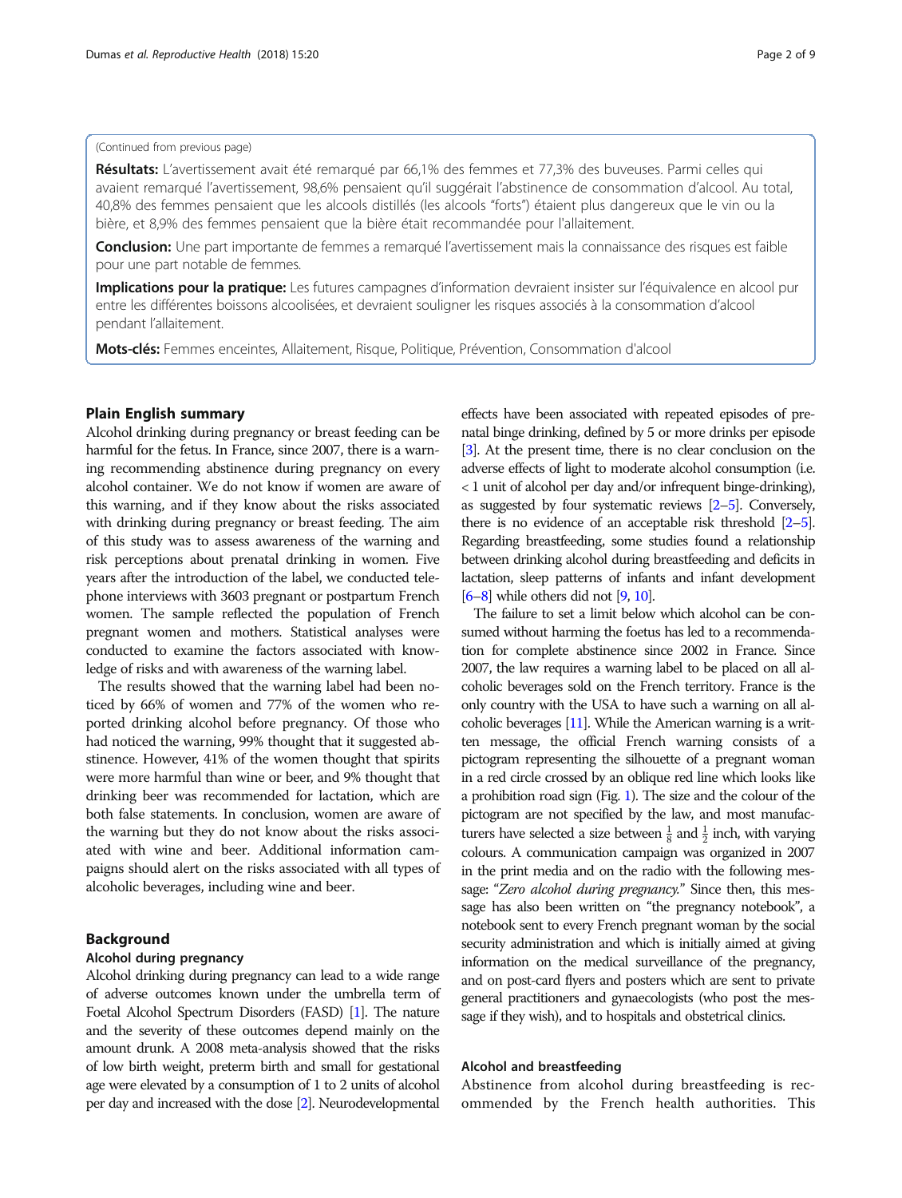(Continued from previous page)

**Résultats:** L'avertissement avait été remarqué par 66,1% des femmes et 77,3% des buveuses. Parmi celles qui avaient remarqué l'avertissement, 98,6% pensaient qu'il suggérait l'abstinence de consommation d'alcool. Au total, 40,8% des femmes pensaient que les alcools distillés (les alcools "forts") étaient plus dangereux que le vin ou la bière, et 8,9% des femmes pensaient que la bière était recommandée pour l'allaitement.

**Conclusion:** Une part importante de femmes a remarqué l'avertissement mais la connaissance des risques est faible pour une part notable de femmes.

**Implications pour la pratique:** Les futures campagnes d'information devraient insister sur l'équivalence en alcool pur entre les différentes boissons alcoolisées, et devraient souligner les risques associés à la consommation d'alcool pendant l'allaitement.

**Mots-clés:** Femmes enceintes, Allaitement, Risque, Politique, Prévention, Consommation d'alcool

## Plain English summary

Alcohol drinking during pregnancy or breast feeding can be harmful for the fetus. In France, since 2007, there is a warning recommending abstinence during pregnancy on every alcohol container. We do not know if women are aware of this warning, and if they know about the risks associated with drinking during pregnancy or breast feeding. The aim of this study was to assess awareness of the warning and risk perceptions about prenatal drinking in women. Five years after the introduction of the label, we conducted telephone interviews with 3603 pregnant or postpartum French women. The sample reflected the population of French pregnant women and mothers. Statistical analyses were conducted to examine the factors associated with knowledge of risks and with awareness of the warning label.

The results showed that the warning label had been noticed by 66% of women and 77% of the women who reported drinking alcohol before pregnancy. Of those who had noticed the warning, 99% thought that it suggested abstinence. However, 41% of the women thought that spirits were more harmful than wine or beer, and 9% thought that drinking beer was recommended for lactation, which are both false statements. In conclusion, women are aware of the warning but they do not know about the risks associated with wine and beer. Additional information campaigns should alert on the risks associated with all types of alcoholic beverages, including wine and beer.

## Background

### Alcohol during pregnancy

Alcohol drinking during pregnancy can lead to a wide range of adverse outcomes known under the umbrella term of Foetal Alcohol Spectrum Disorders (FASD) [1]. The nature and the severity of these outcomes depend mainly on the amount drunk. A 2008 meta-analysis showed that the risks of low birth weight, preterm birth and small for gestational age were elevated by a consumption of 1 to 2 units of alcohol per day and increased with the dose [2]. Neurodevelopmental effects have been associated with repeated episodes of prenatal binge drinking, defined by 5 or more drinks per episode [3]. At the present time, there is no clear conclusion on the adverse effects of light to moderate alcohol consumption (i.e. < 1 unit of alcohol per day and/or infrequent binge-drinking), as suggested by four systematic reviews [2–5]. Conversely, there is no evidence of an acceptable risk threshold [2–5]. Regarding breastfeeding, some studies found a relationship between drinking alcohol during breastfeeding and deficits in lactation, sleep patterns of infants and infant development [6–8] while others did not [9, 10].

The failure to set a limit below which alcohol can be consumed without harming the foetus has led to a recommendation for complete abstinence since 2002 in France. Since 2007, the law requires a warning label to be placed on all alcoholic beverages sold on the French territory. France is the only country with the USA to have such a warning on all alcoholic beverages [11]. While the American warning is a written message, the official French warning consists of a pictogram representing the silhouette of a pregnant woman in a red circle crossed by an oblique red line which looks like a prohibition road sign (Fig. 1). The size and the colour of the pictogram are not specified by the law, and most manufacturers have selected a size between $\frac{1}{8}$ and $\frac{1}{2}$ inch, with varying colours. A communication campaign was organized in 2007 in the print media and on the radio with the following message: "*Zero alcohol during pregnancy.*" Since then, this message has also been written on "the pregnancy notebook", a notebook sent to every French pregnant woman by the social security administration and which is initially aimed at giving information on the medical surveillance of the pregnancy, and on post-card flyers and posters which are sent to private general practitioners and gynaecologists (who post the message if they wish), and to hospitals and obstetrical clinics.

### Alcohol and breastfeeding

Abstinence from alcohol during breastfeeding is recommended by the French health authorities. This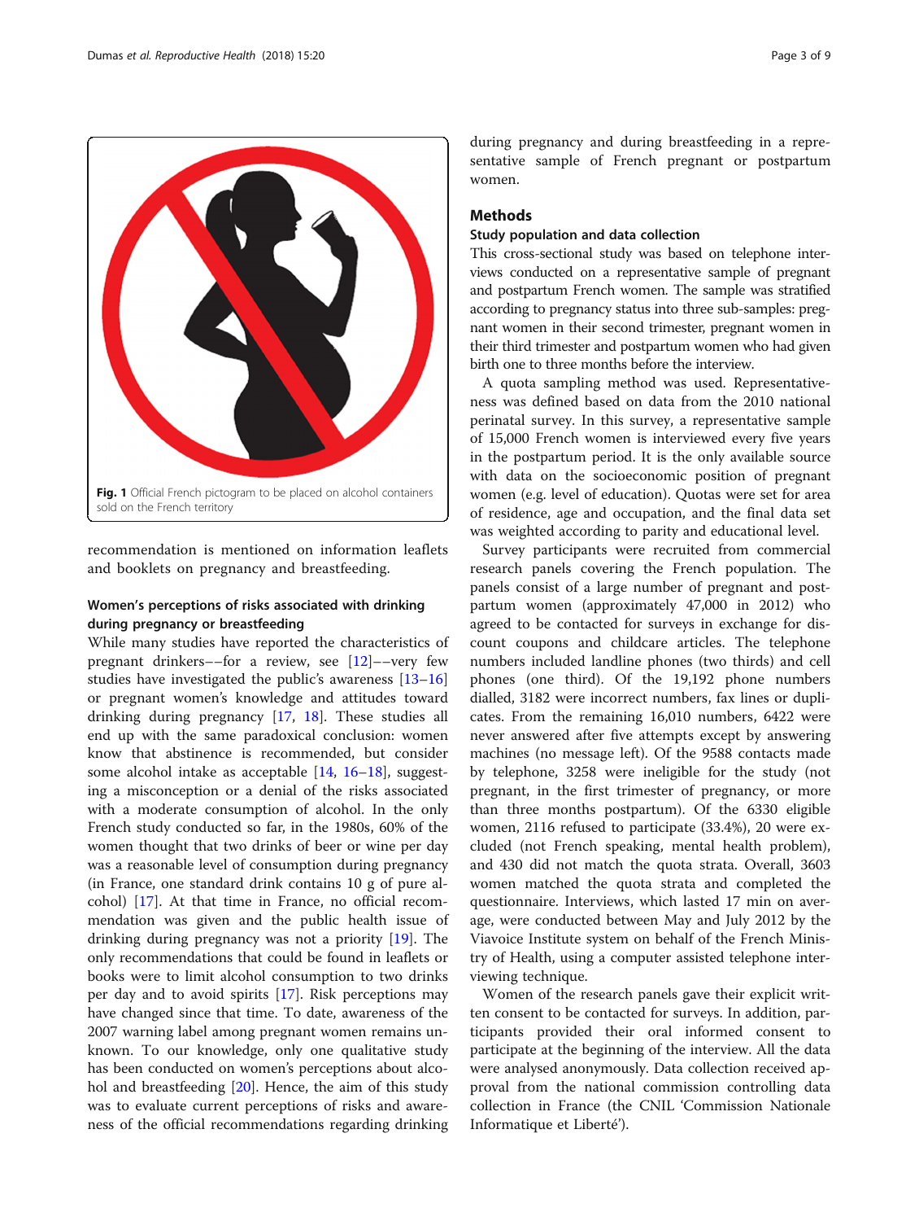Fig. 1 Official French pictogram to be placed on alcohol containers sold on the French territory

recommendation is mentioned on information leaflets and booklets on pregnancy and breastfeeding.

### Women's perceptions of risks associated with drinking during pregnancy or breastfeeding

While many studies have reported the characteristics of pregnant drinkers––for a review, see [12]––very few studies have investigated the public's awareness [13–16] or pregnant women's knowledge and attitudes toward drinking during pregnancy [17, 18]. These studies all end up with the same paradoxical conclusion: women know that abstinence is recommended, but consider some alcohol intake as acceptable [14, 16–18], suggesting a misconception or a denial of the risks associated with a moderate consumption of alcohol. In the only French study conducted so far, in the 1980s, 60% of the women thought that two drinks of beer or wine per day was a reasonable level of consumption during pregnancy (in France, one standard drink contains 10 g of pure alcohol) [17]. At that time in France, no official recommendation was given and the public health issue of drinking during pregnancy was not a priority [19]. The only recommendations that could be found in leaflets or books were to limit alcohol consumption to two drinks per day and to avoid spirits [17]. Risk perceptions may have changed since that time. To date, awareness of the 2007 warning label among pregnant women remains unknown. To our knowledge, only one qualitative study has been conducted on women's perceptions about alcohol and breastfeeding [20]. Hence, the aim of this study was to evaluate current perceptions of risks and awareness of the official recommendations regarding drinking during pregnancy and during breastfeeding in a representative sample of French pregnant or postpartum women.

## Methods

### Study population and data collection

This cross-sectional study was based on telephone interviews conducted on a representative sample of pregnant and postpartum French women. The sample was stratified according to pregnancy status into three sub-samples: pregnant women in their second trimester, pregnant women in their third trimester and postpartum women who had given birth one to three months before the interview.

A quota sampling method was used. Representativeness was defined based on data from the 2010 national perinatal survey. In this survey, a representative sample of 15,000 French women is interviewed every five years in the postpartum period. It is the only available source with data on the socioeconomic position of pregnant women (e.g. level of education). Quotas were set for area of residence, age and occupation, and the final data set was weighted according to parity and educational level.

Survey participants were recruited from commercial research panels covering the French population. The panels consist of a large number of pregnant and postpartum women (approximately 47,000 in 2012) who agreed to be contacted for surveys in exchange for discount coupons and childcare articles. The telephone numbers included landline phones (two thirds) and cell phones (one third). Of the 19,192 phone numbers dialled, 3182 were incorrect numbers, fax lines or duplicates. From the remaining 16,010 numbers, 6422 were never answered after five attempts except by answering machines (no message left). Of the 9588 contacts made by telephone, 3258 were ineligible for the study (not pregnant, in the first trimester of pregnancy, or more than three months postpartum). Of the 6330 eligible women, 2116 refused to participate (33.4%), 20 were excluded (not French speaking, mental health problem), and 430 did not match the quota strata. Overall, 3603 women matched the quota strata and completed the questionnaire. Interviews, which lasted 17 min on average, were conducted between May and July 2012 by the Viavoice Institute system on behalf of the French Ministry of Health, using a computer assisted telephone interviewing technique.

Women of the research panels gave their explicit written consent to be contacted for surveys. In addition, participants provided their oral informed consent to participate at the beginning of the interview. All the data were analysed anonymously. Data collection received approval from the national commission controlling data collection in France (the CNIL 'Commission Nationale Informatique et Liberté').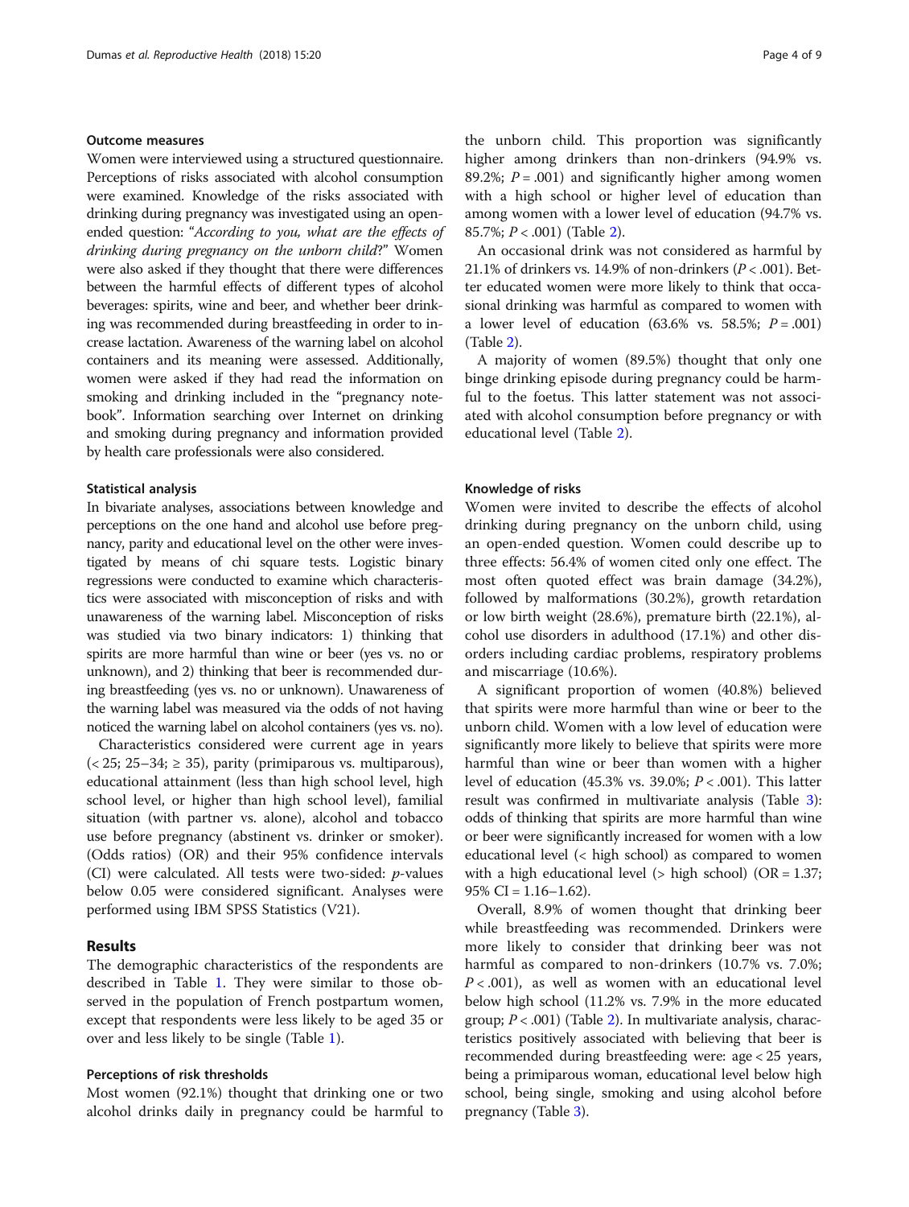### Outcome measures

Women were interviewed using a structured questionnaire. Perceptions of risks associated with alcohol consumption were examined. Knowledge of the risks associated with drinking during pregnancy was investigated using an open-ended question: "*According to you, what are the effects of drinking during pregnancy on the unborn child*?" Women were also asked if they thought that there were differences between the harmful effects of different types of alcohol beverages: spirits, wine and beer, and whether beer drinking was recommended during breastfeeding in order to increase lactation. Awareness of the warning label on alcohol containers and its meaning were assessed. Additionally, women were asked if they had read the information on smoking and drinking included in the "pregnancy notebook". Information searching over Internet on drinking and smoking during pregnancy and information provided by health care professionals were also considered.

### Statistical analysis

In bivariate analyses, associations between knowledge and perceptions on the one hand and alcohol use before pregnancy, parity and educational level on the other were investigated by means of chi square tests. Logistic binary regressions were conducted to examine which characteristics were associated with misconception of risks and with unawareness of the warning label. Misconception of risks was studied via two binary indicators: 1) thinking that spirits are more harmful than wine or beer (yes vs. no or unknown), and 2) thinking that beer is recommended during breastfeeding (yes vs. no or unknown). Unawareness of the warning label was measured via the odds of not having noticed the warning label on alcohol containers (yes vs. no).

Characteristics considered were current age in years (< 25; 25–34; ≥ 35), parity (primiparous vs. multiparous), educational attainment (less than high school level, high school level, or higher than high school level), familial situation (with partner vs. alone), alcohol and tobacco use before pregnancy (abstinent vs. drinker or smoker). (Odds ratios) (OR) and their 95% confidence intervals (CI) were calculated. All tests were two-sided: *p*-values below 0.05 were considered significant. Analyses were performed using IBM SPSS Statistics (V21).

## Results

The demographic characteristics of the respondents are described in Table 1. They were similar to those observed in the population of French postpartum women, except that respondents were less likely to be aged 35 or over and less likely to be single (Table 1).

### Perceptions of risk thresholds

Most women (92.1%) thought that drinking one or two alcohol drinks daily in pregnancy could be harmful to the unborn child. This proportion was significantly higher among drinkers than non-drinkers (94.9% vs. 89.2%; $P = .001$) and significantly higher among women with a high school or higher level of education than among women with a lower level of education (94.7% vs. 85.7%; $P < .001$) (Table 2).

An occasional drink was not considered as harmful by 21.1% of drinkers vs. 14.9% of non-drinkers ($P < .001$). Better educated women were more likely to think that occasional drinking was harmful as compared to women with a lower level of education (63.6% vs. 58.5%; $P = .001$) (Table 2).

A majority of women (89.5%) thought that only one binge drinking episode during pregnancy could be harmful to the foetus. This latter statement was not associated with alcohol consumption before pregnancy or with educational level (Table 2).

### Knowledge of risks

Women were invited to describe the effects of alcohol drinking during pregnancy on the unborn child, using an open-ended question. Women could describe up to three effects: 56.4% of women cited only one effect. The most often quoted effect was brain damage (34.2%), followed by malformations (30.2%), growth retardation or low birth weight (28.6%), premature birth (22.1%), alcohol use disorders in adulthood (17.1%) and other disorders including cardiac problems, respiratory problems and miscarriage (10.6%).

A significant proportion of women (40.8%) believed that spirits were more harmful than wine or beer to the unborn child. Women with a low level of education were significantly more likely to believe that spirits were more harmful than wine or beer than women with a higher level of education (45.3% vs. 39.0%; $P < .001$). This latter result was confirmed in multivariate analysis (Table 3): odds of thinking that spirits are more harmful than wine or beer were significantly increased for women with a low educational level (< high school) as compared to women with a high educational level (> high school) (OR = 1.37; 95% CI = 1.16–1.62).

Overall, 8.9% of women thought that drinking beer while breastfeeding was recommended. Drinkers were more likely to consider that drinking beer was not harmful as compared to non-drinkers (10.7% vs. 7.0%; $P < .001$), as well as women with an educational level below high school (11.2% vs. 7.9% in the more educated group; $P < .001$) (Table 2). In multivariate analysis, characteristics positively associated with believing that beer is recommended during breastfeeding were: age < 25 years, being a primiparous woman, educational level below high school, being single, smoking and using alcohol before pregnancy (Table 3).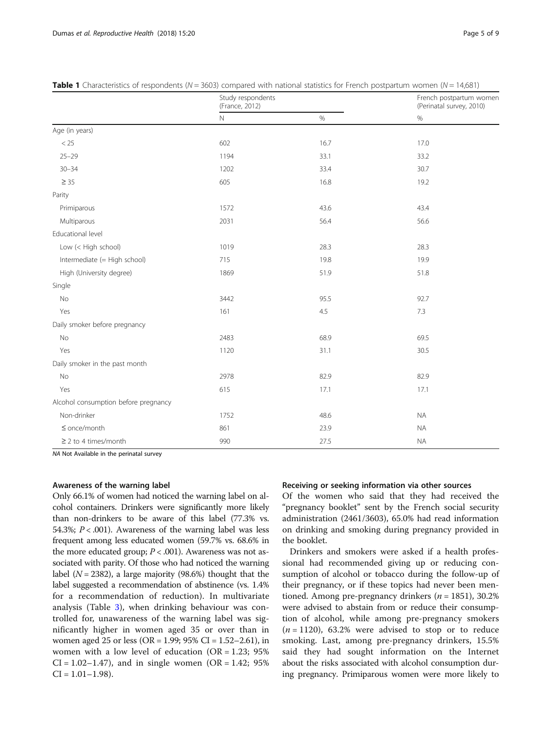**Table 1** Characteristics of respondents ($N = 3603$) compared with national statistics for French postpartum women ($N = 14,681$)

| | Study respondents (France, 2012) | | French postpartum women (Perinatal survey, 2010) |
|---|---|---|---|
| | N | % | % |
| Age (in years) | | | |
| < 25 | 602 | 16.7 | 17.0 |
| 25–29 | 1194 | 33.1 | 33.2 |
| 30–34 | 1202 | 33.4 | 30.7 |
| ≥ 35 | 605 | 16.8 | 19.2 |
| Parity | | | |
| Primiparous | 1572 | 43.6 | 43.4 |
| Multiparous | 2031 | 56.4 | 56.6 |
| Educational level | | | |
| Low (< High school) | 1019 | 28.3 | 28.3 |
| Intermediate (= High school) | 715 | 19.8 | 19.9 |
| High (University degree) | 1869 | 51.9 | 51.8 |
| Single | | | |
| No | 3442 | 95.5 | 92.7 |
| Yes | 161 | 4.5 | 7.3 |
| Daily smoker before pregnancy | | | |
| No | 2483 | 68.9 | 69.5 |
| Yes | 1120 | 31.1 | 30.5 |
| Daily smoker in the past month | | | |
| No | 2978 | 82.9 | 82.9 |
| Yes | 615 | 17.1 | 17.1 |
| Alcohol consumption before pregnancy | | | |
| Non-drinker | 1752 | 48.6 | NA |
| ≤ once/month | 861 | 23.9 | NA |
| ≥ 2 to 4 times/month | 990 | 27.5 | NA |

*NA* Not Available in the perinatal survey

### Awareness of the warning label

Only 66.1% of women had noticed the warning label on alcohol containers. Drinkers were significantly more likely than non-drinkers to be aware of this label (77.3% vs. 54.3%; $P < .001$). Awareness of the warning label was less frequent among less educated women (59.7% vs. 68.6% in the more educated group; $P < .001$). Awareness was not associated with parity. Of those who had noticed the warning label ($N = 2382$), a large majority (98.6%) thought that the label suggested a recommendation of abstinence (vs. 1.4% for a recommendation of reduction). In multivariate analysis (Table 3), when drinking behaviour was controlled for, unawareness of the warning label was significantly higher in women aged 35 or over than in women aged 25 or less (OR = 1.99; 95% CI = 1.52–2.61), in women with a low level of education (OR = 1.23; 95% CI = 1.02–1.47), and in single women (OR = 1.42; 95% CI = 1.01–1.98).

### Receiving or seeking information via other sources

Of the women who said that they had received the "pregnancy booklet" sent by the French social security administration (2461/3603), 65.0% had read information on drinking and smoking during pregnancy provided in the booklet.

Drinkers and smokers were asked if a health professional had recommended giving up or reducing consumption of alcohol or tobacco during the follow-up of their pregnancy, or if these topics had never been mentioned. Among pre-pregnancy drinkers ($n = 1851$), 30.2% were advised to abstain from or reduce their consumption of alcohol, while among pre-pregnancy smokers ($n = 1120$), 63.2% were advised to stop or to reduce smoking. Last, among pre-pregnancy drinkers, 15.5% said they had sought information on the Internet about the risks associated with alcohol consumption during pregnancy. Primiparous women were more likely to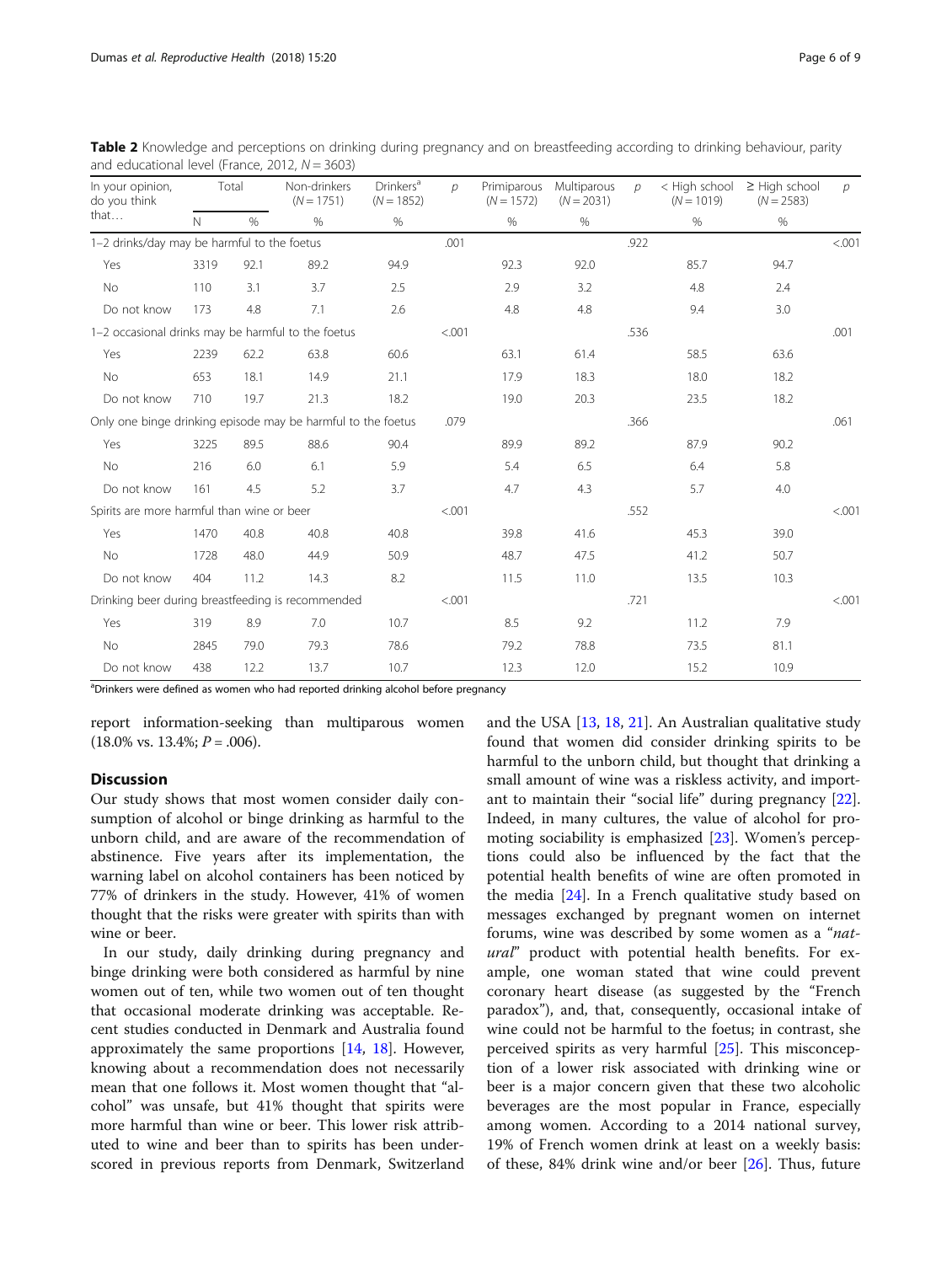**Table 2** Knowledge and perceptions on drinking during pregnancy and on breastfeeding according to drinking behaviour, parity and educational level (France, 2012, $N = 3603$)

| In your opinion, do you think that… | Total | | Non-drinkers ($N = 1751$) | Drinkers[a] ($N = 1852$) | $p$ | Primiparous ($N = 1572$) | Multiparous ($N = 2031$) | $p$ | < High school ($N = 1019$) | ≥ High school ($N = 2583$) | $p$ |
|---|---|---|---|---|---|---|---|---|---|---|---|
| | N | % | % | % | | % | % | | % | % | |
| 1–2 drinks/day may be harmful to the foetus | | | | | .001 | | | .922 | | | <.001 |
| Yes | 3319 | 92.1 | 89.2 | 94.9 | | 92.3 | 92.0 | | 85.7 | 94.7 | |
| No | 110 | 3.1 | 3.7 | 2.5 | | 2.9 | 3.2 | | 4.8 | 2.4 | |
| Do not know | 173 | 4.8 | 7.1 | 2.6 | | 4.8 | 4.8 | | 9.4 | 3.0 | |
| 1–2 occasional drinks may be harmful to the foetus | | | | | <.001 | | | .536 | | | .001 |
| Yes | 2239 | 62.2 | 63.8 | 60.6 | | 63.1 | 61.4 | | 58.5 | 63.6 | |
| No | 653 | 18.1 | 14.9 | 21.1 | | 17.9 | 18.3 | | 18.0 | 18.2 | |
| Do not know | 710 | 19.7 | 21.3 | 18.2 | | 19.0 | 20.3 | | 23.5 | 18.2 | |
| Only one binge drinking episode may be harmful to the foetus | | | | | .079 | | | .366 | | | .061 |
| Yes | 3225 | 89.5 | 88.6 | 90.4 | | 89.9 | 89.2 | | 87.9 | 90.2 | |
| No | 216 | 6.0 | 6.1 | 5.9 | | 5.4 | 6.5 | | 6.4 | 5.8 | |
| Do not know | 161 | 4.5 | 5.2 | 3.7 | | 4.7 | 4.3 | | 5.7 | 4.0 | |
| Spirits are more harmful than wine or beer | | | | | <.001 | | | .552 | | | <.001 |
| Yes | 1470 | 40.8 | 40.8 | 40.8 | | 39.8 | 41.6 | | 45.3 | 39.0 | |
| No | 1728 | 48.0 | 44.9 | 50.9 | | 48.7 | 47.5 | | 41.2 | 50.7 | |
| Do not know | 404 | 11.2 | 14.3 | 8.2 | | 11.5 | 11.0 | | 13.5 | 10.3 | |
| Drinking beer during breastfeeding is recommended | | | | | <.001 | | | .721 | | | <.001 |
| Yes | 319 | 8.9 | 7.0 | 10.7 | | 8.5 | 9.2 | | 11.2 | 7.9 | |
| No | 2845 | 79.0 | 79.3 | 78.6 | | 79.2 | 78.8 | | 73.5 | 81.1 | |
| Do not know | 438 | 12.2 | 13.7 | 10.7 | | 12.3 | 12.0 | | 15.2 | 10.9 | |

[a]Drinkers were defined as women who had reported drinking alcohol before pregnancy

report information-seeking than multiparous women (18.0% vs. 13.4%; $P = .006$).

## Discussion

Our study shows that most women consider daily consumption of alcohol or binge drinking as harmful to the unborn child, and are aware of the recommendation of abstinence. Five years after its implementation, the warning label on alcohol containers has been noticed by 77% of drinkers in the study. However, 41% of women thought that the risks were greater with spirits than with wine or beer.

In our study, daily drinking during pregnancy and binge drinking were both considered as harmful by nine women out of ten, while two women out of ten thought that occasional moderate drinking was acceptable. Recent studies conducted in Denmark and Australia found approximately the same proportions [14, 18]. However, knowing about a recommendation does not necessarily mean that one follows it. Most women thought that "alcohol" was unsafe, but 41% thought that spirits were more harmful than wine or beer. This lower risk attributed to wine and beer than to spirits has been underscored in previous reports from Denmark, Switzerland and the USA [13, 18, 21]. An Australian qualitative study found that women did consider drinking spirits to be harmful to the unborn child, but thought that drinking a small amount of wine was a riskless activity, and important to maintain their "social life" during pregnancy [22]. Indeed, in many cultures, the value of alcohol for promoting sociability is emphasized [23]. Women's perceptions could also be influenced by the fact that the potential health benefits of wine are often promoted in the media [24]. In a French qualitative study based on messages exchanged by pregnant women on internet forums, wine was described by some women as a "*natural*" product with potential health benefits. For example, one woman stated that wine could prevent coronary heart disease (as suggested by the "French paradox"), and, that, consequently, occasional intake of wine could not be harmful to the foetus; in contrast, she perceived spirits as very harmful [25]. This misconception of a lower risk associated with drinking wine or beer is a major concern given that these two alcoholic beverages are the most popular in France, especially among women. According to a 2014 national survey, 19% of French women drink at least on a weekly basis: of these, 84% drink wine and/or beer [26]. Thus, future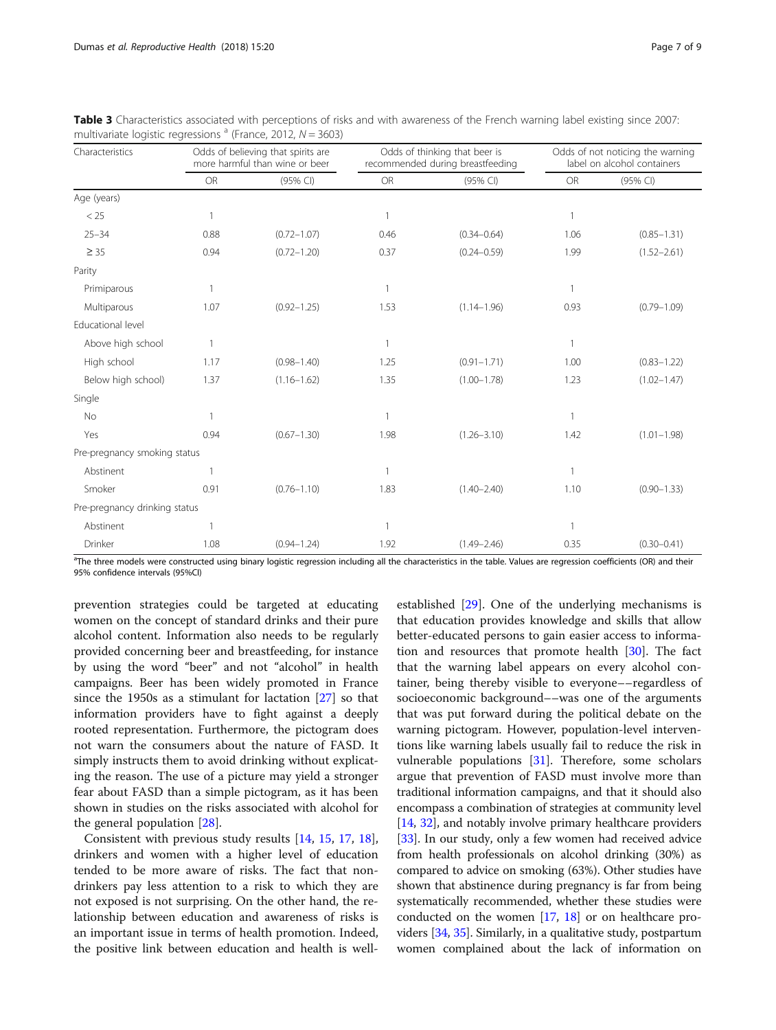**Table 3** Characteristics associated with perceptions of risks and with awareness of the French warning label existing since 2007: multivariate logistic regressions [a] (France, 2012, $N = 3603$)

| Characteristics | Odds of believing that spirits are more harmful than wine or beer | | Odds of thinking that beer is recommended during breastfeeding | | Odds of not noticing the warning label on alcohol containers | |
|---|---|---|---|---|---|---|
| | OR | (95% CI) | OR | (95% CI) | OR | (95% CI) |
| Age (years) | | | | | | |
| < 25 | 1 | | 1 | | 1 | |
| 25–34 | 0.88 | (0.72–1.07) | 0.46 | (0.34–0.64) | 1.06 | (0.85–1.31) |
| ≥ 35 | 0.94 | (0.72–1.20) | 0.37 | (0.24–0.59) | 1.99 | (1.52–2.61) |
| Parity | | | | | | |
| Primiparous | 1 | | 1 | | 1 | |
| Multiparous | 1.07 | (0.92–1.25) | 1.53 | (1.14–1.96) | 0.93 | (0.79–1.09) |
| Educational level | | | | | | |
| Above high school | 1 | | 1 | | 1 | |
| High school | 1.17 | (0.98–1.40) | 1.25 | (0.91–1.71) | 1.00 | (0.83–1.22) |
| Below high school) | 1.37 | (1.16–1.62) | 1.35 | (1.00–1.78) | 1.23 | (1.02–1.47) |
| Single | | | | | | |
| No | 1 | | 1 | | 1 | |
| Yes | 0.94 | (0.67–1.30) | 1.98 | (1.26–3.10) | 1.42 | (1.01–1.98) |
| Pre-pregnancy smoking status | | | | | | |
| Abstinent | 1 | | 1 | | 1 | |
| Smoker | 0.91 | (0.76–1.10) | 1.83 | (1.40–2.40) | 1.10 | (0.90–1.33) |
| Pre-pregnancy drinking status | | | | | | |
| Abstinent | 1 | | 1 | | 1 | |
| Drinker | 1.08 | (0.94–1.24) | 1.92 | (1.49–2.46) | 0.35 | (0.30–0.41) |

[a]The three models were constructed using binary logistic regression including all the characteristics in the table. Values are regression coefficients (OR) and their 95% confidence intervals (95%CI)

prevention strategies could be targeted at educating women on the concept of standard drinks and their pure alcohol content. Information also needs to be regularly provided concerning beer and breastfeeding, for instance by using the word "beer" and not "alcohol" in health campaigns. Beer has been widely promoted in France since the 1950s as a stimulant for lactation [27] so that information providers have to fight against a deeply rooted representation. Furthermore, the pictogram does not warn the consumers about the nature of FASD. It simply instructs them to avoid drinking without explicating the reason. The use of a picture may yield a stronger fear about FASD than a simple pictogram, as it has been shown in studies on the risks associated with alcohol for the general population [28].

Consistent with previous study results [14, 15, 17, 18], drinkers and women with a higher level of education tended to be more aware of risks. The fact that non-drinkers pay less attention to a risk to which they are not exposed is not surprising. On the other hand, the relationship between education and awareness of risks is an important issue in terms of health promotion. Indeed, the positive link between education and health is well-established [29]. One of the underlying mechanisms is that education provides knowledge and skills that allow better-educated persons to gain easier access to information and resources that promote health [30]. The fact that the warning label appears on every alcohol container, being thereby visible to everyone––regardless of socioeconomic background––was one of the arguments that was put forward during the political debate on the warning pictogram. However, population-level interventions like warning labels usually fail to reduce the risk in vulnerable populations [31]. Therefore, some scholars argue that prevention of FASD must involve more than traditional information campaigns, and that it should also encompass a combination of strategies at community level [14, 32], and notably involve primary healthcare providers [33]. In our study, only a few women had received advice from health professionals on alcohol drinking (30%) as compared to advice on smoking (63%). Other studies have shown that abstinence during pregnancy is far from being systematically recommended, whether these studies were conducted on the women [17, 18] or on healthcare providers [34, 35]. Similarly, in a qualitative study, postpartum women complained about the lack of information on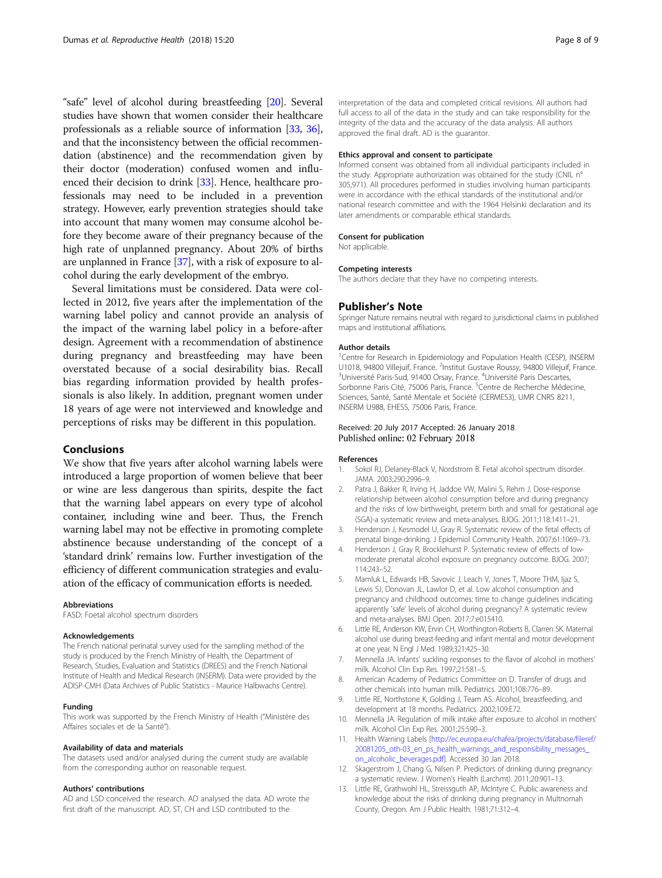"safe" level of alcohol during breastfeeding [20]. Several studies have shown that women consider their healthcare professionals as a reliable source of information [33, 36], and that the inconsistency between the official recommendation (abstinence) and the recommendation given by their doctor (moderation) confused women and influenced their decision to drink [33]. Hence, healthcare professionals may need to be included in a prevention strategy. However, early prevention strategies should take into account that many women may consume alcohol before they become aware of their pregnancy because of the high rate of unplanned pregnancy. About 20% of births are unplanned in France [37], with a risk of exposure to alcohol during the early development of the embryo.

Several limitations must be considered. Data were collected in 2012, five years after the implementation of the warning label policy and cannot provide an analysis of the impact of the warning label policy in a before-after design. Agreement with a recommendation of abstinence during pregnancy and breastfeeding may have been overstated because of a social desirability bias. Recall bias regarding information provided by health professionals is also likely. In addition, pregnant women under 18 years of age were not interviewed and knowledge and perceptions of risks may be different in this population.

## Conclusions

We show that five years after alcohol warning labels were introduced a large proportion of women believe that beer or wine are less dangerous than spirits, despite the fact that the warning label appears on every type of alcohol container, including wine and beer. Thus, the French warning label may not be effective in promoting complete abstinence because understanding of the concept of a 'standard drink' remains low. Further investigation of the efficiency of different communication strategies and evaluation of the efficacy of communication efforts is needed.

#### Abbreviations

FASD: Foetal alcohol spectrum disorders

#### Acknowledgements

The French national perinatal survey used for the sampling method of the study is produced by the French Ministry of Health, the Department of Research, Studies, Evaluation and Statistics (DREES) and the French National Institute of Health and Medical Research (INSERM). Data were provided by the ADISP-CMH (Data Archives of Public Statistics - Maurice Halbwachs Centre).

#### Funding

This work was supported by the French Ministry of Health ("Ministère des Affaires sociales et de la Santé").

#### Availability of data and materials

The datasets used and/or analysed during the current study are available from the corresponding author on reasonable request.

#### Authors' contributions

AD and LSD conceived the research. AD analysed the data. AD wrote the first draft of the manuscript. AD, ST, CH and LSD contributed to the interpretation of the data and completed critical revisions. All authors had full access to all of the data in the study and can take responsibility for the integrity of the data and the accuracy of the data analysis. All authors approved the final draft. AD is the guarantor.

#### Ethics approval and consent to participate

Informed consent was obtained from all individual participants included in the study. Appropriate authorization was obtained for the study (CNIL n° 305,971). All procedures performed in studies involving human participants were in accordance with the ethical standards of the institutional and/or national research committee and with the 1964 Helsinki declaration and its later amendments or comparable ethical standards.

#### Consent for publication

Not applicable.

#### Competing interests

The authors declare that they have no competing interests.

## Publisher's Note

Springer Nature remains neutral with regard to jurisdictional claims in published maps and institutional affiliations.

#### Author details

[1]Centre for Research in Epidemiology and Population Health (CESP), INSERM U1018, 94800 Villejuif, France. [2]Institut Gustave Roussy, 94800 Villejuif, France. [3]Université Paris-Sud, 91400 Orsay, France. [4]Université Paris Descartes, Sorbonne Paris Cité, 75006 Paris, France. [5]Centre de Recherche Médecine, Sciences, Santé, Santé Mentale et Société (CERMES3), UMR CNRS 8211, INSERM U988, EHESS, 75006 Paris, France.

Received: 20 July 2017 Accepted: 26 January 2018
Published online: 02 February 2018

#### References

1. Sokol RJ, Delaney-Black V, Nordstrom B. Fetal alcohol spectrum disorder. JAMA. 2003;290:2996–9.
2. Patra J, Bakker R, Irving H, Jaddoe VW, Malini S, Rehm J. Dose-response relationship between alcohol consumption before and during pregnancy and the risks of low birthweight, preterm birth and small for gestational age (SGA)-a systematic review and meta-analyses. BJOG. 2011;118:1411–21.
3. Henderson J, Kesmodel U, Gray R. Systematic review of the fetal effects of prenatal binge-drinking. J Epidemiol Community Health. 2007;61:1069–73.
4. Henderson J, Gray R, Brocklehurst P. Systematic review of effects of low-moderate prenatal alcohol exposure on pregnancy outcome. BJOG. 2007; 114:243–52.
5. Mamluk L, Edwards HB, Savovic J, Leach V, Jones T, Moore THM, Ijaz S, Lewis SJ, Donovan JL, Lawlor D, et al. Low alcohol consumption and pregnancy and childhood outcomes: time to change guidelines indicating apparently 'safe' levels of alcohol during pregnancy? A systematic review and meta-analyses. BMJ Open. 2017;7:e015410.
6. Little RE, Anderson KW, Ervin CH, Worthington-Roberts B, Clarren SK. Maternal alcohol use during breast-feeding and infant mental and motor development at one year. N Engl J Med. 1989;321:425–30.
7. Mennella JA. Infants' suckling responses to the flavor of alcohol in mothers' milk. Alcohol Clin Exp Res. 1997;21:581–5.
8. American Academy of Pediatrics Committee on D. Transfer of drugs and other chemicals into human milk. Pediatrics. 2001;108:776–89.
9. Little RE, Northstone K, Golding J, Team AS. Alcohol, breastfeeding, and development at 18 months. Pediatrics. 2002;109:E72.
10. Mennella JA. Regulation of milk intake after exposure to alcohol in mothers' milk. Alcohol Clin Exp Res. 2001;25:590–3.
11. Health Warning Labels [http://ec.europa.eu/chafea/projects/database/fileref/20081205_oth-03_en_ps_health_warnings_and_responsibility_messages_on_alcoholic_beverages.pdf]. Accessed 30 Jan 2018.
12. Skagerstrom J, Chang G, Nilsen P. Predictors of drinking during pregnancy: a systematic review. J Women's Health (Larchmt). 2011;20:901–13.
13. Little RE, Grathwohl HL, Streissguth AP, McIntyre C. Public awareness and knowledge about the risks of drinking during pregnancy in Multnomah County, Oregon. Am J Public Health. 1981;71:312–4.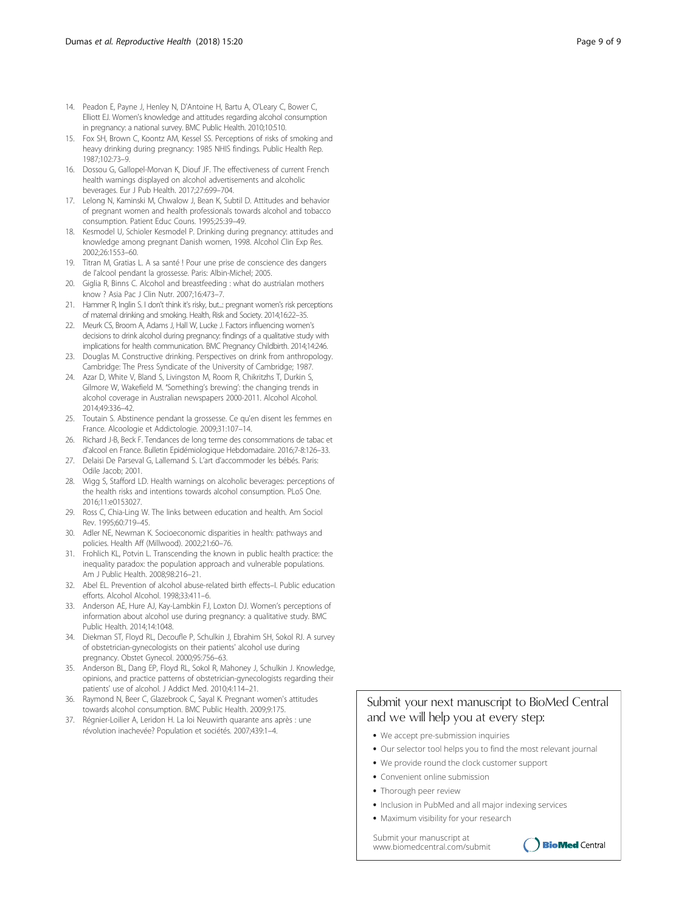14. Peadon E, Payne J, Henley N, D'Antoine H, Bartu A, O'Leary C, Bower C, Elliott EJ. Women's knowledge and attitudes regarding alcohol consumption in pregnancy: a national survey. BMC Public Health. 2010;10:510.
15. Fox SH, Brown C, Koontz AM, Kessel SS. Perceptions of risks of smoking and heavy drinking during pregnancy: 1985 NHIS findings. Public Health Rep. 1987;102:73–9.
16. Dossou G, Gallopel-Morvan K, Diouf JF. The effectiveness of current French health warnings displayed on alcohol advertisements and alcoholic beverages. Eur J Pub Health. 2017;27:699–704.
17. Lelong N, Kaminski M, Chwalow J, Bean K, Subtil D. Attitudes and behavior of pregnant women and health professionals towards alcohol and tobacco consumption. Patient Educ Couns. 1995;25:39–49.
18. Kesmodel U, Schioler Kesmodel P. Drinking during pregnancy: attitudes and knowledge among pregnant Danish women, 1998. Alcohol Clin Exp Res. 2002;26:1553–60.
19. Titran M, Gratias L. A sa santé ! Pour une prise de conscience des dangers de l'alcool pendant la grossesse. Paris: Albin-Michel; 2005.
20. Giglia R, Binns C. Alcohol and breastfeeding : what do austrialan mothers know ? Asia Pac J Clin Nutr. 2007;16:473–7.
21. Hammer R, Inglin S. I don't think it's risky, but...: pregnant women's risk perceptions of maternal drinking and smoking. Health, Risk and Society. 2014;16:22–35.
22. Meurk CS, Broom A, Adams J, Hall W, Lucke J. Factors influencing women's decisions to drink alcohol during pregnancy: findings of a qualitative study with implications for health communication. BMC Pregnancy Childbirth. 2014;14:246.
23. Douglas M. Constructive drinking. Perspectives on drink from anthropology. Cambridge: The Press Syndicate of the University of Cambridge; 1987.
24. Azar D, White V, Bland S, Livingston M, Room R, Chikritzhs T, Durkin S, Gilmore W, Wakefield M. 'Something's brewing': the changing trends in alcohol coverage in Australian newspapers 2000-2011. Alcohol Alcohol. 2014;49:336–42.
25. Toutain S. Abstinence pendant la grossesse. Ce qu'en disent les femmes en France. Alcoologie et Addictologie. 2009;31:107–14.
26. Richard J-B, Beck F. Tendances de long terme des consommations de tabac et d'alcool en France. Bulletin Epidémiologique Hebdomadaire. 2016;7-8:126–33.
27. Delaisi De Parseval G, Lallemand S. L'art d'accommoder les bébés. Paris: Odile Jacob; 2001.
28. Wigg S, Stafford LD. Health warnings on alcoholic beverages: perceptions of the health risks and intentions towards alcohol consumption. PLoS One. 2016;11:e0153027.
29. Ross C, Chia-Ling W. The links between education and health. Am Sociol Rev. 1995;60:719–45.
30. Adler NE, Newman K. Socioeconomic disparities in health: pathways and policies. Health Aff (Millwood). 2002;21:60–76.
31. Frohlich KL, Potvin L. Transcending the known in public health practice: the inequality paradox: the population approach and vulnerable populations. Am J Public Health. 2008;98:216–21.
32. Abel EL. Prevention of alcohol abuse-related birth effects–I. Public education efforts. Alcohol Alcohol. 1998;33:411–6.
33. Anderson AE, Hure AJ, Kay-Lambkin FJ, Loxton DJ. Women's perceptions of information about alcohol use during pregnancy: a qualitative study. BMC Public Health. 2014;14:1048.
34. Diekman ST, Floyd RL, Decoufle P, Schulkin J, Ebrahim SH, Sokol RJ. A survey of obstetrician-gynecologists on their patients' alcohol use during pregnancy. Obstet Gynecol. 2000;95:756–63.
35. Anderson BL, Dang EP, Floyd RL, Sokol R, Mahoney J, Schulkin J. Knowledge, opinions, and practice patterns of obstetrician-gynecologists regarding their patients' use of alcohol. J Addict Med. 2010;4:114–21.
36. Raymond N, Beer C, Glazebrook C, Sayal K. Pregnant women's attitudes towards alcohol consumption. BMC Public Health. 2009;9:175.
37. Régnier-Loilier A, Leridon H. La loi Neuwirth quarante ans après : une révolution inachevée? Population et sociétés. 2007;439:1–4.

Submit your next manuscript to BioMed Central and we will help you at every step:

- We accept pre-submission inquiries
- Our selector tool helps you to find the most relevant journal
- We provide round the clock customer support
- Convenient online submission
- Thorough peer review
- Inclusion in PubMed and all major indexing services
- Maximum visibility for your research

Submit your manuscript at www.biomedcentral.com/submit

BioMed Central